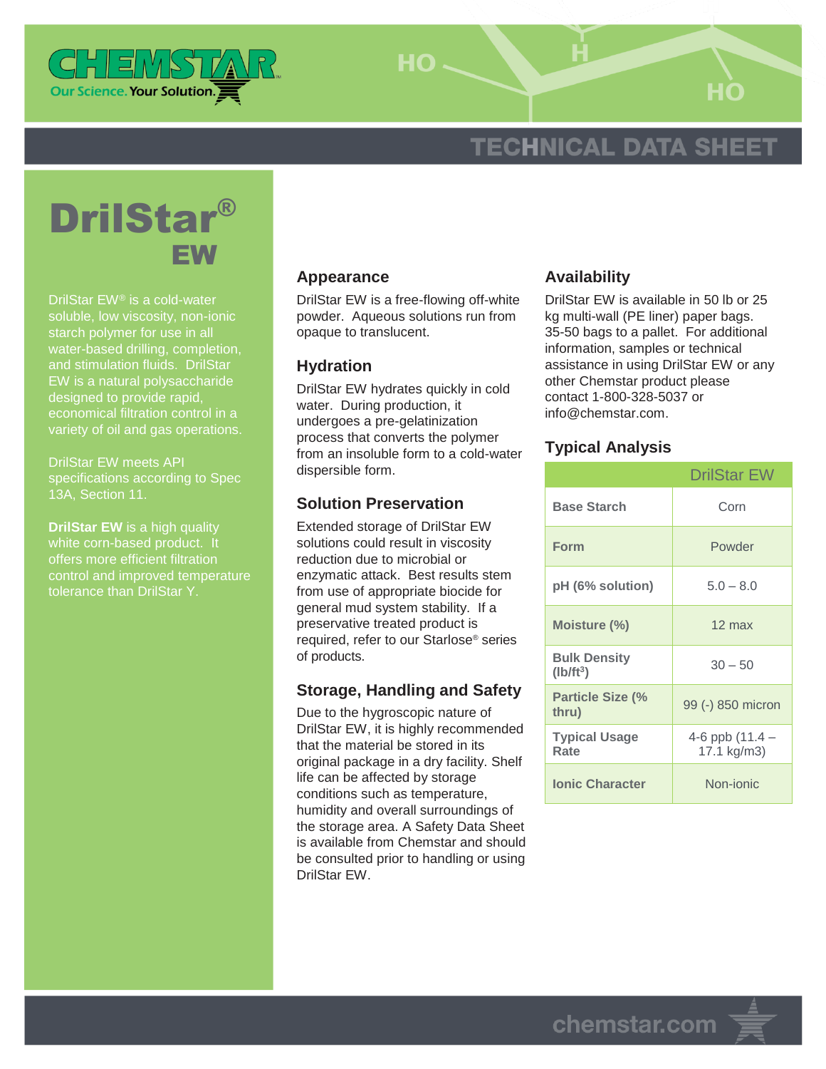# DrilStar® EW

DrilStar EW® is a cold-water soluble, low viscosity, non-ionic starch polymer for use in all water-based drilling, completion, and stimulation fluids. DrilStar EW is a natural polysaccharide designed to provide rapid, economical filtration control in a variety of oil and gas operations.

DrilStar EW meets API specifications according to Spec 13A, Section 11.

**DrilStar EW** is a high quality white corn-based product. It offers more efficient filtration control and improved temperature tolerance than DrilStar Y.

## Appearance

DrilStar EW is a free-flowing off-white powder. Aqueous solutions run from opaque to translucent.

## Hydration

DrilStar EW hydrates quickly in cold water. During production, it undergoes a pre-gelatinization process that converts the polymer from an insoluble form to a cold-water dispersible form.

## Solution Preservation

Extended storage of DrilStar EW solutions could result in viscosity reduction due to microbial or enzymatic attack. Best results stem from use of appropriate biocide for general mud system stability. If a preservative treated product is required, refer to our Starlose® series of products.

## Storage, Handling and Safety

Due to the hygroscopic nature of DrilStar EW, it is highly recommended that the material be stored in its original package in a dry facility. Shelf life can be affected by storage conditions such as temperature, humidity and overall surroundings of the storage area. A Safety Data Sheet is available from Chemstar and should be consulted prior to handling or using DrilStar EW.

## Availability

DrilStar EW is available in 50 lb or 25 kg multi-wall (PE liner) paper bags. 35-50 bags to a pallet. For additional information, samples or technical assistance in using DrilStar EW or any other Chemstar product please contact 1-800-328-5037 or info@chemstar.com.

## Typical Analysis

| | DrilStar EW |
|---|---|
| **Base Starch** | Corn |
| **Form** | Powder |
| **pH (6% solution)** | 5.0 – 8.0 |
| **Moisture (%)** | 12 max |
| **Bulk Density ($lb/ft^3$)** | 30 – 50 |
| **Particle Size (% thru)** | 99 (-) 850 micron |
| **Typical Usage Rate** | 4-6 ppb (11.4 – 17.1 kg/m3) |
| **Ionic Character** | Non-ionic |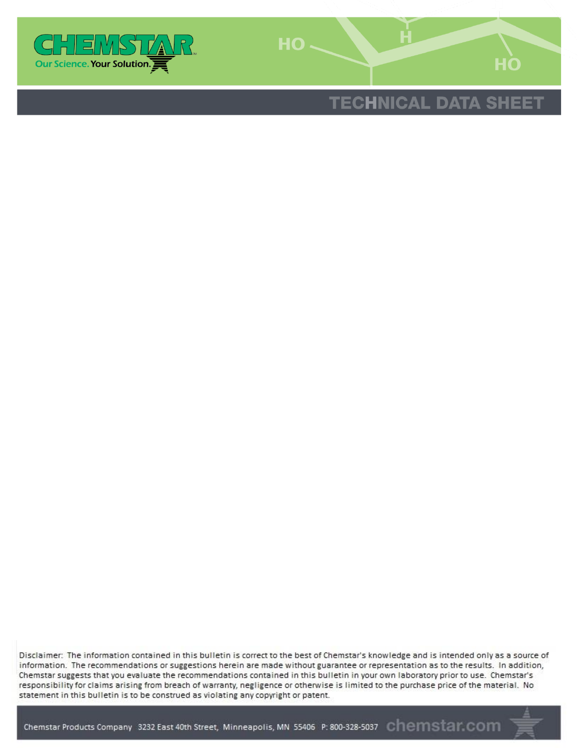Disclaimer: The information contained in this bulletin is correct to the best of Chemstar's knowledge and is intended only as a source of information. The recommendations or suggestions herein are made without guarantee or representation as to the results. In addition, Chemstar suggests that you evaluate the recommendations contained in this bulletin in your own laboratory prior to use. Chemstar's responsibility for claims arising from breach of warranty, negligence or otherwise is limited to the purchase price of the material. No statement in this bulletin is to be construed as violating any copyright or patent.